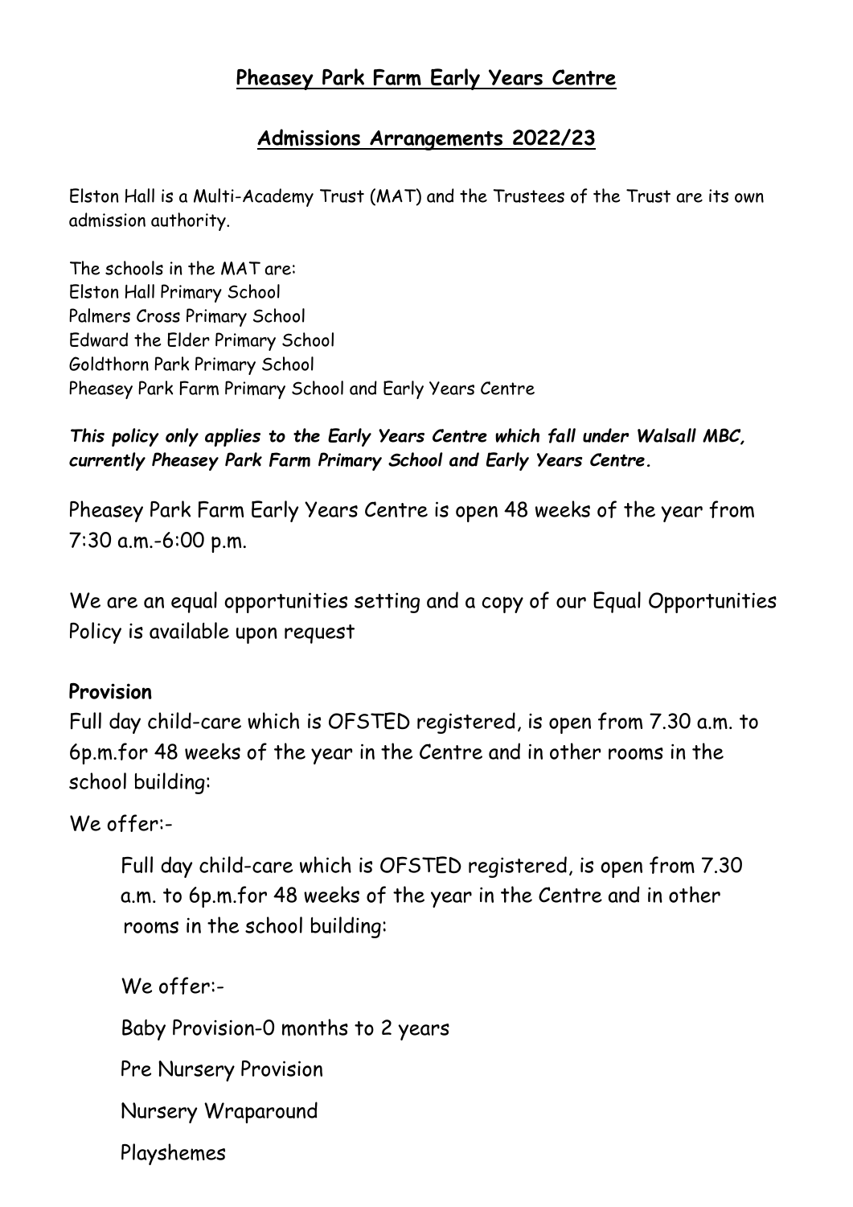# Pheasey Park Farm Early Years Centre

## Admissions Arrangements 2022/23

Elston Hall is a Multi-Academy Trust (MAT) and the Trustees of the Trust are its own admission authority.

The schools in the MAT are:
Elston Hall Primary School
Palmers Cross Primary School
Edward the Elder Primary School
Goldthorn Park Primary School
Pheasey Park Farm Primary School and Early Years Centre

***This policy only applies to the Early Years Centre which fall under Walsall MBC, currently Pheasey Park Farm Primary School and Early Years Centre.***

Pheasey Park Farm Early Years Centre is open 48 weeks of the year from 7:30 a.m.-6:00 p.m.

We are an equal opportunities setting and a copy of our Equal Opportunities Policy is available upon request

**Provision**

Full day child-care which is OFSTED registered, is open from 7.30 a.m. to 6p.m.for 48 weeks of the year in the Centre and in other rooms in the school building:

We offer:-

> Full day child-care which is OFSTED registered, is open from 7.30 a.m. to 6p.m.for 48 weeks of the year in the Centre and in other rooms in the school building:
>
> We offer:-
>
> Baby Provision-0 months to 2 years
>
> Pre Nursery Provision
>
> Nursery Wraparound
>
> Playshemes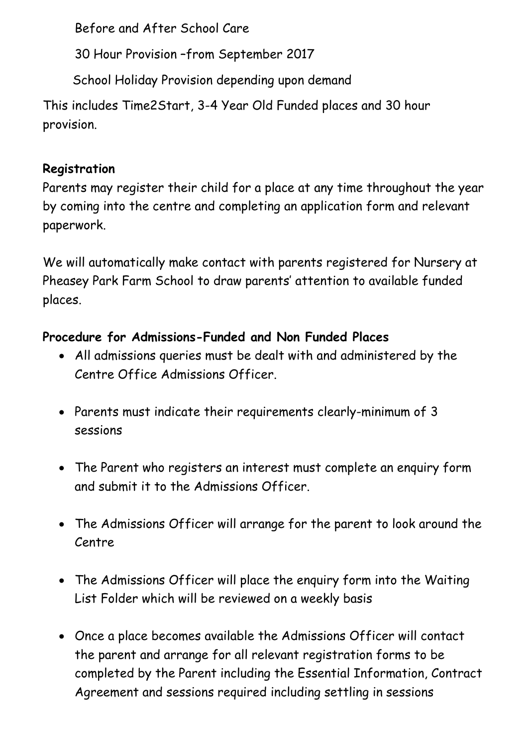Before and After School Care

30 Hour Provision –from September 2017

School Holiday Provision depending upon demand

This includes Time2Start, 3-4 Year Old Funded places and 30 hour provision.

**Registration**

Parents may register their child for a place at any time throughout the year by coming into the centre and completing an application form and relevant paperwork.

We will automatically make contact with parents registered for Nursery at Pheasey Park Farm School to draw parents' attention to available funded places.

**Procedure for Admissions-Funded and Non Funded Places**

- All admissions queries must be dealt with and administered by the Centre Office Admissions Officer.
- Parents must indicate their requirements clearly-minimum of 3 sessions
- The Parent who registers an interest must complete an enquiry form and submit it to the Admissions Officer.
- The Admissions Officer will arrange for the parent to look around the Centre
- The Admissions Officer will place the enquiry form into the Waiting List Folder which will be reviewed on a weekly basis
- Once a place becomes available the Admissions Officer will contact the parent and arrange for all relevant registration forms to be completed by the Parent including the Essential Information, Contract Agreement and sessions required including settling in sessions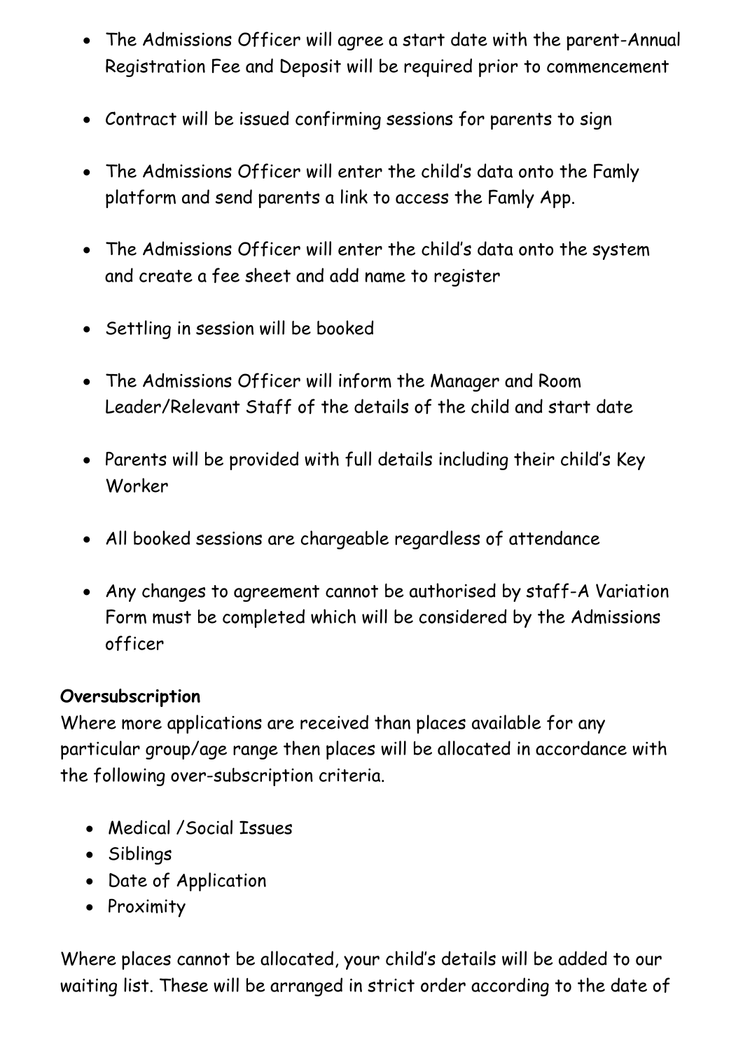- The Admissions Officer will agree a start date with the parent-Annual Registration Fee and Deposit will be required prior to commencement

- Contract will be issued confirming sessions for parents to sign

- The Admissions Officer will enter the child's data onto the Famly platform and send parents a link to access the Famly App.

- The Admissions Officer will enter the child's data onto the system and create a fee sheet and add name to register

- Settling in session will be booked

- The Admissions Officer will inform the Manager and Room Leader/Relevant Staff of the details of the child and start date

- Parents will be provided with full details including their child's Key Worker

- All booked sessions are chargeable regardless of attendance

- Any changes to agreement cannot be authorised by staff-A Variation Form must be completed which will be considered by the Admissions officer

**Oversubscription**

Where more applications are received than places available for any particular group/age range then places will be allocated in accordance with the following over-subscription criteria.

- Medical /Social Issues
- Siblings
- Date of Application
- Proximity

Where places cannot be allocated, your child's details will be added to our waiting list. These will be arranged in strict order according to the date of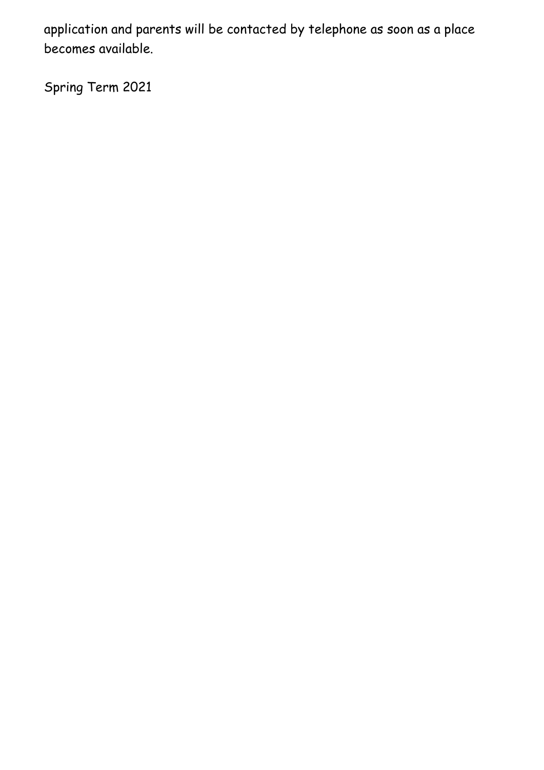application and parents will be contacted by telephone as soon as a place becomes available.

Spring Term 2021